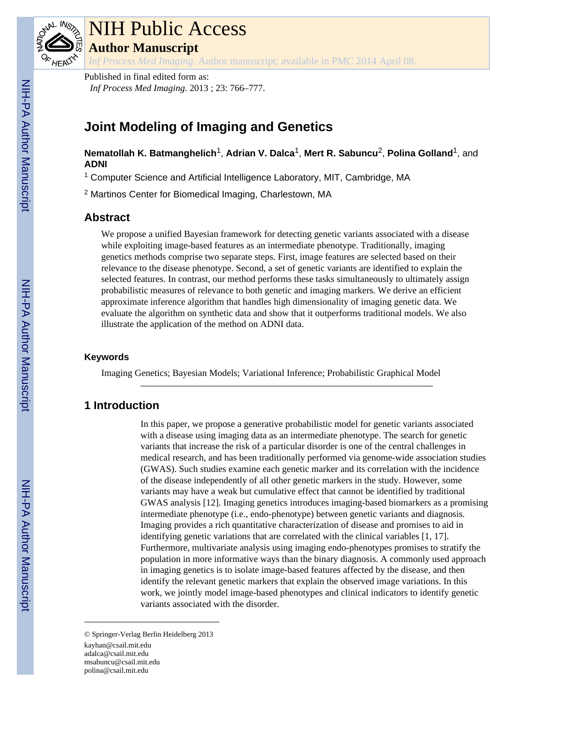# NIH Public Access

## Author Manuscript

*Inf Process Med Imaging*. Author manuscript; available in PMC 2014 April 08.

Published in final edited form as:

*Inf Process Med Imaging*. 2013 ; 23: 766–777.

# Joint Modeling of Imaging and Genetics

**Nematollah K. Batmanghelich**[1], **Adrian V. Dalca**[1], **Mert R. Sabuncu**[2], **Polina Golland**[1], and **ADNI**

[1] Computer Science and Artificial Intelligence Laboratory, MIT, Cambridge, MA

[2] Martinos Center for Biomedical Imaging, Charlestown, MA

## Abstract

We propose a unified Bayesian framework for detecting genetic variants associated with a disease while exploiting image-based features as an intermediate phenotype. Traditionally, imaging genetics methods comprise two separate steps. First, image features are selected based on their relevance to the disease phenotype. Second, a set of genetic variants are identified to explain the selected features. In contrast, our method performs these tasks simultaneously to ultimately assign probabilistic measures of relevance to both genetic and imaging markers. We derive an efficient approximate inference algorithm that handles high dimensionality of imaging genetic data. We evaluate the algorithm on synthetic data and show that it outperforms traditional models. We also illustrate the application of the method on ADNI data.

### Keywords

Imaging Genetics; Bayesian Models; Variational Inference; Probabilistic Graphical Model

## 1 Introduction

In this paper, we propose a generative probabilistic model for genetic variants associated with a disease using imaging data as an intermediate phenotype. The search for genetic variants that increase the risk of a particular disorder is one of the central challenges in medical research, and has been traditionally performed via genome-wide association studies (GWAS). Such studies examine each genetic marker and its correlation with the incidence of the disease independently of all other genetic markers in the study. However, some variants may have a weak but cumulative effect that cannot be identified by traditional GWAS analysis [12]. Imaging genetics introduces imaging-based biomarkers as a promising intermediate phenotype (i.e., endo-phenotype) between genetic variants and diagnosis. Imaging provides a rich quantitative characterization of disease and promises to aid in identifying genetic variations that are correlated with the clinical variables [1, 17]. Furthermore, multivariate analysis using imaging endo-phenotypes promises to stratify the population in more informative ways than the binary diagnosis. A commonly used approach in imaging genetics is to isolate image-based features affected by the disease, and then identify the relevant genetic markers that explain the observed image variations. In this work, we jointly model image-based phenotypes and clinical indicators to identify genetic variants associated with the disorder.

---

© Springer-Verlag Berlin Heidelberg 2013

kayhan@csail.mit.edu
adalca@csail.mit.edu
msabuncu@csail.mit.edu
polina@csail.mit.edu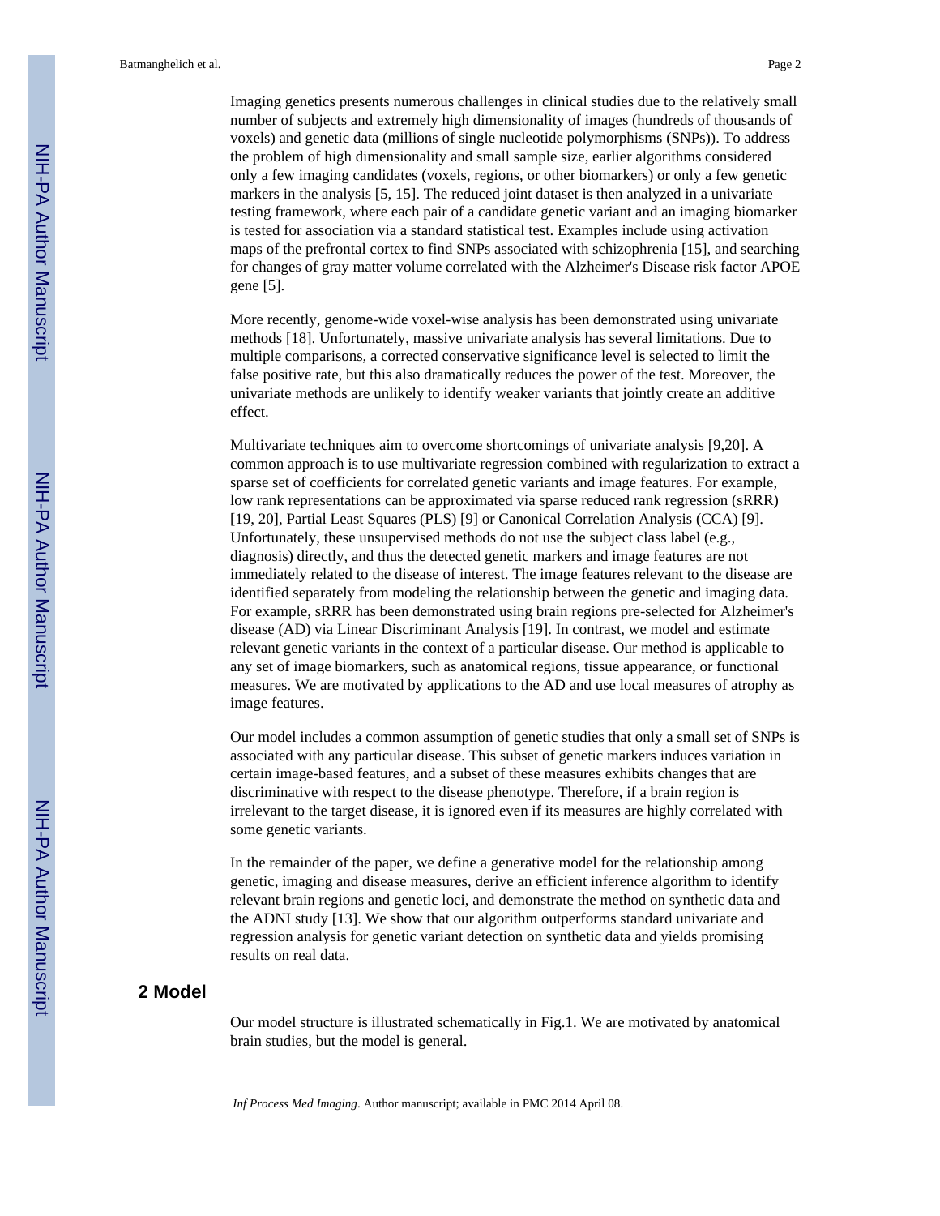Imaging genetics presents numerous challenges in clinical studies due to the relatively small number of subjects and extremely high dimensionality of images (hundreds of thousands of voxels) and genetic data (millions of single nucleotide polymorphisms (SNPs)). To address the problem of high dimensionality and small sample size, earlier algorithms considered only a few imaging candidates (voxels, regions, or other biomarkers) or only a few genetic markers in the analysis [5, 15]. The reduced joint dataset is then analyzed in a univariate testing framework, where each pair of a candidate genetic variant and an imaging biomarker is tested for association via a standard statistical test. Examples include using activation maps of the prefrontal cortex to find SNPs associated with schizophrenia [15], and searching for changes of gray matter volume correlated with the Alzheimer's Disease risk factor APOE gene [5].

More recently, genome-wide voxel-wise analysis has been demonstrated using univariate methods [18]. Unfortunately, massive univariate analysis has several limitations. Due to multiple comparisons, a corrected conservative significance level is selected to limit the false positive rate, but this also dramatically reduces the power of the test. Moreover, the univariate methods are unlikely to identify weaker variants that jointly create an additive effect.

Multivariate techniques aim to overcome shortcomings of univariate analysis [9,20]. A common approach is to use multivariate regression combined with regularization to extract a sparse set of coefficients for correlated genetic variants and image features. For example, low rank representations can be approximated via sparse reduced rank regression (sRRR) [19, 20], Partial Least Squares (PLS) [9] or Canonical Correlation Analysis (CCA) [9]. Unfortunately, these unsupervised methods do not use the subject class label (e.g., diagnosis) directly, and thus the detected genetic markers and image features are not immediately related to the disease of interest. The image features relevant to the disease are identified separately from modeling the relationship between the genetic and imaging data. For example, sRRR has been demonstrated using brain regions pre-selected for Alzheimer's disease (AD) via Linear Discriminant Analysis [19]. In contrast, we model and estimate relevant genetic variants in the context of a particular disease. Our method is applicable to any set of image biomarkers, such as anatomical regions, tissue appearance, or functional measures. We are motivated by applications to the AD and use local measures of atrophy as image features.

Our model includes a common assumption of genetic studies that only a small set of SNPs is associated with any particular disease. This subset of genetic markers induces variation in certain image-based features, and a subset of these measures exhibits changes that are discriminative with respect to the disease phenotype. Therefore, if a brain region is irrelevant to the target disease, it is ignored even if its measures are highly correlated with some genetic variants.

In the remainder of the paper, we define a generative model for the relationship among genetic, imaging and disease measures, derive an efficient inference algorithm to identify relevant brain regions and genetic loci, and demonstrate the method on synthetic data and the ADNI study [13]. We show that our algorithm outperforms standard univariate and regression analysis for genetic variant detection on synthetic data and yields promising results on real data.

## 2 Model

Our model structure is illustrated schematically in Fig.1. We are motivated by anatomical brain studies, but the model is general.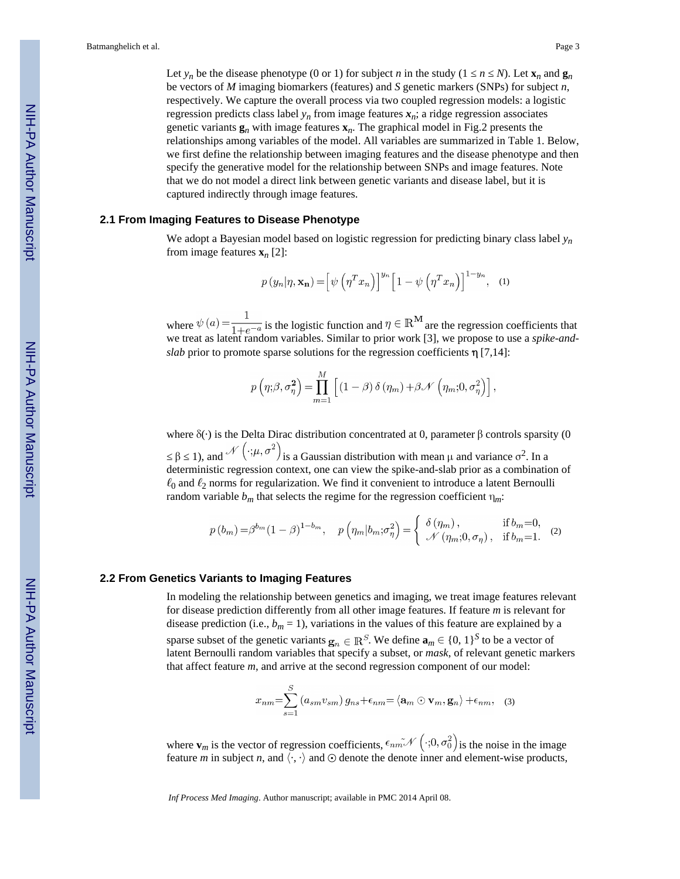Let $y_n$ be the disease phenotype (0 or 1) for subject $n$ in the study ($1 \le n \le N$). Let $\mathbf{x}_n$ and $\mathbf{g}_n$ be vectors of $M$ imaging biomarkers (features) and $S$ genetic markers (SNPs) for subject $n$, respectively. We capture the overall process via two coupled regression models: a logistic regression predicts class label $y_n$ from image features $\mathbf{x}_n$; a ridge regression associates genetic variants $\mathbf{g}_n$ with image features $\mathbf{x}_n$. The graphical model in Fig.2 presents the relationships among variables of the model. All variables are summarized in Table 1. Below, we first define the relationship between imaging features and the disease phenotype and then specify the generative model for the relationship between SNPs and image features. Note that we do not model a direct link between genetic variants and disease label, but it is captured indirectly through image features.

### 2.1 From Imaging Features to Disease Phenotype

We adopt a Bayesian model based on logistic regression for predicting binary class label $y_n$ from image features $\mathbf{x}_n$ [2]:

$$p\left(y_n|\eta, \mathbf{x_n}\right) = \left[\psi\left(\eta^T x_n\right)\right]^{y_n}\left[1 - \psi\left(\eta^T x_n\right)\right]^{1-y_n}, \quad (1)$$

where $\psi(a) = \frac{1}{1+e^{-a}}$ is the logistic function and $\eta \in \mathbb{R}^{\mathbf{M}}$ are the regression coefficients that we treat as latent random variables. Similar to prior work [3], we propose to use a *spike-and-slab* prior to promote sparse solutions for the regression coefficients $\eta$ [7,14]:

$$p\left(\eta; \beta, \sigma_\eta^{\mathbf{2}}\right) = \prod_{m=1}^{M}\left[(1-\beta)\,\delta(\eta_m) + \beta\mathcal{N}\left(\eta_m; 0, \sigma_\eta^2\right)\right],$$

where $\delta(\cdot)$ is the Delta Dirac distribution concentrated at 0, parameter $\beta$ controls sparsity ($0 \le \beta \le 1$), and $\mathcal{N}\left(\cdot;\mu, \sigma^2\right)$ is a Gaussian distribution with mean $\mu$ and variance $\sigma^2$. In a deterministic regression context, one can view the spike-and-slab prior as a combination of $\ell_0$ and $\ell_2$ norms for regularization. We find it convenient to introduce a latent Bernoulli random variable $b_m$ that selects the regime for the regression coefficient $\eta_m$:

$$p(b_m) = \beta^{b_m}(1-\beta)^{1-b_m}, \quad p\left(\eta_m|b_m; \sigma_\eta^2\right) = \begin{cases} \delta(\eta_m), & \text{if } b_m = 0, \\ \mathcal{N}(\eta_m; 0, \sigma_\eta), & \text{if } b_m = 1. \end{cases} \quad (2)$$

### 2.2 From Genetics Variants to Imaging Features

In modeling the relationship between genetics and imaging, we treat image features relevant for disease prediction differently from all other image features. If feature $m$ is relevant for disease prediction (i.e., $b_m = 1$), variations in the values of this feature are explained by a sparse subset of the genetic variants $\mathbf{g}_n \in \mathbb{R}^S$. We define $\mathbf{a}_m \in \{0, 1\}^S$ to be a vector of latent Bernoulli random variables that specify a subset, or *mask*, of relevant genetic markers that affect feature $m$, and arrive at the second regression component of our model:

$$x_{nm} = \sum_{s=1}^{S}(a_{sm}v_{sm})\,g_{ns} + \epsilon_{nm} = \langle \mathbf{a}_m \odot \mathbf{v}_m, \mathbf{g}_n\rangle + \epsilon_{nm}, \quad (3)$$

where $\mathbf{v}_m$ is the vector of regression coefficients, $\epsilon_{nm} \tilde{} \mathcal{N}\left(\cdot; 0, \sigma_0^2\right)$ is the noise in the image feature $m$ in subject $n$, and $\langle\cdot,\cdot\rangle$ and $\odot$ denote the denote inner and element-wise products,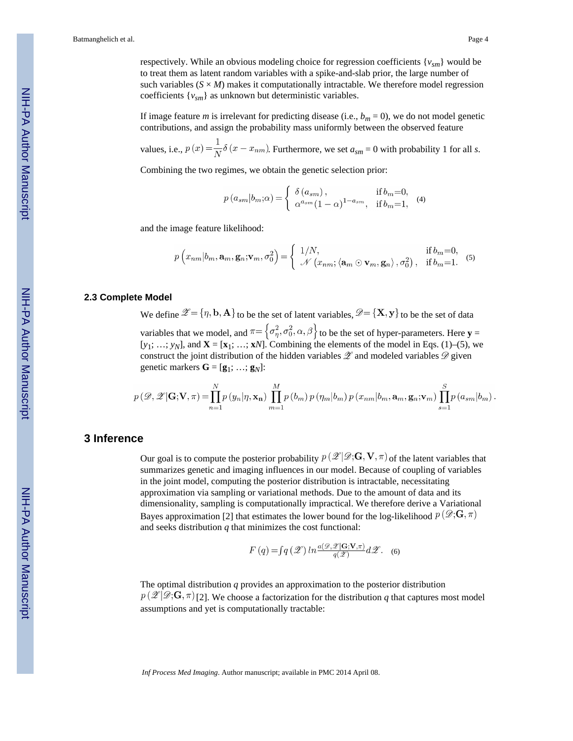respectively. While an obvious modeling choice for regression coefficients $\{v_{sm}\}$ would be to treat them as latent random variables with a spike-and-slab prior, the large number of such variables ($S \times M$) makes it computationally intractable. We therefore model regression coefficients $\{v_{sm}\}$ as unknown but deterministic variables.

If image feature $m$ is irrelevant for predicting disease (i.e., $b_m = 0$), we do not model genetic contributions, and assign the probability mass uniformly between the observed feature values, i.e., $p(x) = \frac{1}{N}\delta(x - x_{nm})$. Furthermore, we set $a_{sm} = 0$ with probability 1 for all $s$.

Combining the two regimes, we obtain the genetic selection prior:

$$p(a_{sm}|b_m;\alpha) = \begin{cases} \delta(a_{sm}), & \text{if } b_m = 0, \\ \alpha^{a_{sm}}(1-\alpha)^{1-a_{sm}}, & \text{if } b_m = 1, \end{cases} \quad (4)$$

and the image feature likelihood:

$$p\left(x_{nm}|b_m, \mathbf{a}_m, \mathbf{g}_n; \mathbf{v}_m, \sigma_0^2\right) = \begin{cases} 1/N, & \text{if } b_m = 0, \\ \mathcal{N}\left(x_{nm}; \langle \mathbf{a}_m \odot \mathbf{v}_m, \mathbf{g}_n \rangle, \sigma_0^2\right), & \text{if } b_m = 1. \end{cases} \quad (5)$$

### 2.3 Complete Model

We define $\mathscr{Z} = \{\eta, \mathbf{b}, \mathbf{A}\}$ to be the set of latent variables, $\mathscr{D} = \{\mathbf{X}, \mathbf{y}\}$ to be the set of data variables that we model, and $\pi = \left\{\sigma_\eta^2, \sigma_0^2, \alpha, \beta\right\}$ to be the set of hyper-parameters. Here $\mathbf{y} = [y_1; \ldots; y_N]$, and $\mathbf{X} = [\mathbf{x}_1; \ldots; \mathbf{x}N]$. Combining the elements of the model in Eqs. (1)–(5), we construct the joint distribution of the hidden variables $\mathscr{Z}$ and modeled variables $\mathscr{D}$ given genetic markers $\mathbf{G} = [\mathbf{g}_1; \ldots; \mathbf{g}_N]$:

$$p(\mathscr{D}, \mathscr{Z}|\mathbf{G}; \mathbf{V}, \pi) = \prod_{n=1}^{N} p(y_n|\eta, \mathbf{x_n}) \prod_{m=1}^{M} p(b_m)\, p(\eta_m|b_m)\, p(x_{nm}|b_m, \mathbf{a}_m, \mathbf{g}_n; \mathbf{v}_m) \prod_{s=1}^{S} p(a_{sm}|b_m).$$

## 3 Inference

Our goal is to compute the posterior probability $p(\mathscr{Z}|\mathscr{D}; \mathbf{G}, \mathbf{V}, \pi)$ of the latent variables that summarizes genetic and imaging influences in our model. Because of coupling of variables in the joint model, computing the posterior distribution is intractable, necessitating approximation via sampling or variational methods. Due to the amount of data and its dimensionality, sampling is computationally impractical. We therefore derive a Variational Bayes approximation [2] that estimates the lower bound for the log-likelihood $p(\mathscr{D}; \mathbf{G}, \pi)$ and seeks distribution $q$ that minimizes the cost functional:

$$F(q) = \int q(\mathscr{Z})\, ln \frac{a(\mathscr{D}, \mathscr{Z}|\mathbf{G}; \mathbf{V}, \pi)}{q(\mathscr{Z})} d\mathscr{Z}. \quad (6)$$

The optimal distribution $q$ provides an approximation to the posterior distribution $p(\mathscr{Z}|\mathscr{D}; \mathbf{G}, \pi)$ [2]. We choose a factorization for the distribution $q$ that captures most model assumptions and yet is computationally tractable: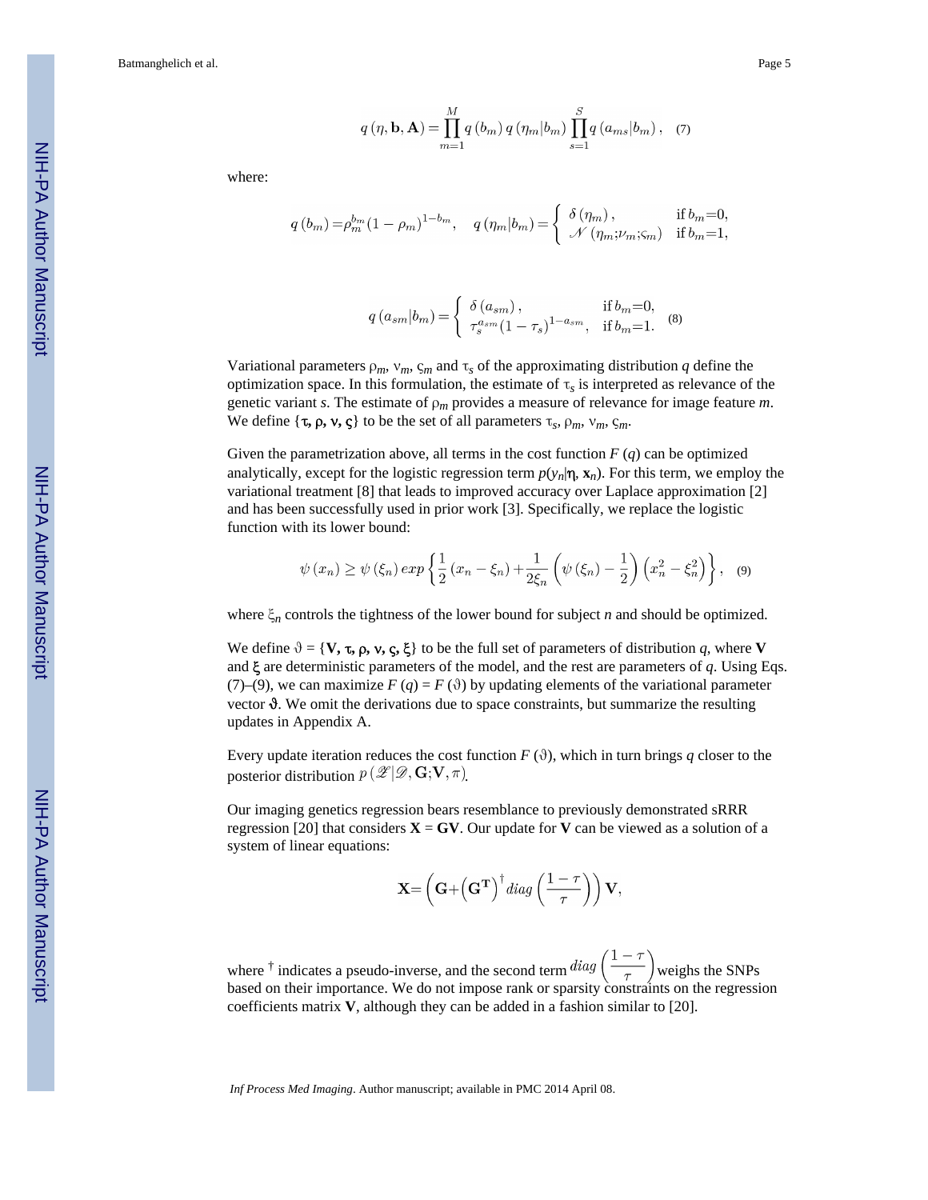$$q(\eta, \mathbf{b}, \mathbf{A}) = \prod_{m=1}^{M} q(b_m) \, q(\eta_m | b_m) \prod_{s=1}^{S} q(a_{ms} | b_m), \quad (7)$$

where:

$$q(b_m) = \rho_m^{b_m} (1 - \rho_m)^{1-b_m}, \quad q(\eta_m | b_m) = \begin{cases} \delta(\eta_m), & \text{if } b_m = 0, \\ \mathscr{N}(\eta_m; \nu_m; \varsigma_m) & \text{if } b_m = 1, \end{cases}$$

$$q(a_{sm} | b_m) = \begin{cases} \delta(a_{sm}), & \text{if } b_m = 0, \\ \tau_s^{a_{sm}} (1 - \tau_s)^{1-a_{sm}}, & \text{if } b_m = 1. \end{cases} \quad (8)$$

Variational parameters $\rho_m$, $\nu_m$, $\varsigma_m$ and $\tau_s$ of the approximating distribution $q$ define the optimization space. In this formulation, the estimate of $\tau_s$ is interpreted as relevance of the genetic variant $s$. The estimate of $\rho_m$ provides a measure of relevance for image feature $m$. We define $\{\boldsymbol{\tau}, \boldsymbol{\rho}, \boldsymbol{\nu}, \boldsymbol{\varsigma}\}$ to be the set of all parameters $\tau_s$, $\rho_m$, $\nu_m$, $\varsigma_m$.

Given the parametrization above, all terms in the cost function $F(q)$ can be optimized analytically, except for the logistic regression term $p(y_n | \boldsymbol{\eta}, \mathbf{x}_n)$. For this term, we employ the variational treatment [8] that leads to improved accuracy over Laplace approximation [2] and has been successfully used in prior work [3]. Specifically, we replace the logistic function with its lower bound:

$$\psi(x_n) \geq \psi(\xi_n) \, exp\left\{ \frac{1}{2}(x_n - \xi_n) + \frac{1}{2\xi_n}\left(\psi(\xi_n) - \frac{1}{2}\right)\left(x_n^2 - \xi_n^2\right) \right\}, \quad (9)$$

where $\xi_n$ controls the tightness of the lower bound for subject $n$ and should be optimized.

We define $\vartheta = \{\mathbf{V}, \boldsymbol{\tau}, \boldsymbol{\rho}, \boldsymbol{\nu}, \boldsymbol{\varsigma}, \boldsymbol{\xi}\}$ to be the full set of parameters of distribution $q$, where $\mathbf{V}$ and $\boldsymbol{\xi}$ are deterministic parameters of the model, and the rest are parameters of $q$. Using Eqs. (7)–(9), we can maximize $F(q) = F(\vartheta)$ by updating elements of the variational parameter vector $\boldsymbol{\vartheta}$. We omit the derivations due to space constraints, but summarize the resulting updates in Appendix A.

Every update iteration reduces the cost function $F(\vartheta)$, which in turn brings $q$ closer to the posterior distribution $p(\mathscr{Z} | \mathscr{D}, \mathbf{G}; \mathbf{V}, \pi)$.

Our imaging genetics regression bears resemblance to previously demonstrated sRRR regression [20] that considers $\mathbf{X} = \mathbf{G}\mathbf{V}$. Our update for $\mathbf{V}$ can be viewed as a solution of a system of linear equations:

$$\mathbf{X} = \left(\mathbf{G} + \left(\mathbf{G}^{\mathbf{T}}\right)^{\dagger} diag\left(\frac{1-\tau}{\tau}\right)\right)\mathbf{V},$$

where $^{\dagger}$ indicates a pseudo-inverse, and the second term $diag\left(\frac{1-\tau}{\tau}\right)$ weighs the SNPs based on their importance. We do not impose rank or sparsity constraints on the regression coefficients matrix $\mathbf{V}$, although they can be added in a fashion similar to [20].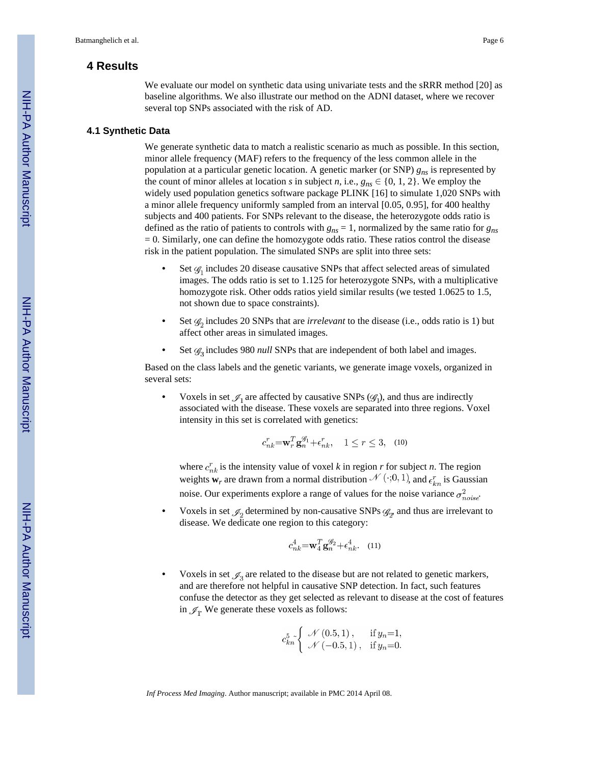## 4 Results

We evaluate our model on synthetic data using univariate tests and the sRRR method [20] as baseline algorithms. We also illustrate our method on the ADNI dataset, where we recover several top SNPs associated with the risk of AD.

### 4.1 Synthetic Data

We generate synthetic data to match a realistic scenario as much as possible. In this section, minor allele frequency (MAF) refers to the frequency of the less common allele in the population at a particular genetic location. A genetic marker (or SNP) $g_{ns}$ is represented by the count of minor alleles at location *s* in subject *n*, i.e., $g_{ns} \in \{0, 1, 2\}$. We employ the widely used population genetics software package PLINK [16] to simulate 1,020 SNPs with a minor allele frequency uniformly sampled from an interval [0.05, 0.95], for 400 healthy subjects and 400 patients. For SNPs relevant to the disease, the heterozygote odds ratio is defined as the ratio of patients to controls with $g_{ns} = 1$, normalized by the same ratio for $g_{ns} = 0$. Similarly, one can define the homozygote odds ratio. These ratios control the disease risk in the patient population. The simulated SNPs are split into three sets:

- Set $\mathscr{G}_1$ includes 20 disease causative SNPs that affect selected areas of simulated images. The odds ratio is set to 1.125 for heterozygote SNPs, with a multiplicative homozygote risk. Other odds ratios yield similar results (we tested 1.0625 to 1.5, not shown due to space constraints).
- Set $\mathscr{G}_2$ includes 20 SNPs that are *irrelevant* to the disease (i.e., odds ratio is 1) but affect other areas in simulated images.
- Set $\mathscr{G}_3$ includes 980 *null* SNPs that are independent of both label and images.

Based on the class labels and the genetic variants, we generate image voxels, organized in several sets:

- Voxels in set $\mathscr{I}_1$ are affected by causative SNPs ($\mathscr{G}_1$), and thus are indirectly associated with the disease. These voxels are separated into three regions. Voxel intensity in this set is correlated with genetics:

  $$c_{nk}^r = \mathbf{w}_r^T \mathbf{g}_n^{\mathscr{G}_1} + \epsilon_{nk}^r, \quad 1 \le r \le 3, \quad (10)$$

  where $c_{nk}^r$ is the intensity value of voxel *k* in region *r* for subject *n*. The region weights $\mathbf{w}_r$ are drawn from a normal distribution $\mathscr{N}(\cdot; 0, 1)$, and $\epsilon_{kn}^r$ is Gaussian noise. Our experiments explore a range of values for the noise variance $\sigma_{noise}^2$.

- Voxels in set $\mathscr{I}_2$ determined by non-causative SNPs $\mathscr{G}_2$, and thus are irrelevant to disease. We dedicate one region to this category:

  $$c_{nk}^4 = \mathbf{w}_4^T \mathbf{g}_n^{\mathscr{G}_2} + \epsilon_{nk}^4. \quad (11)$$

- Voxels in set $\mathscr{I}_3$ are related to the disease but are not related to genetic markers, and are therefore not helpful in causative SNP detection. In fact, such features confuse the detector as they get selected as relevant to disease at the cost of features in $\mathscr{I}_1$. We generate these voxels as follows:

  $$c_{kn}^5 \sim \begin{cases} \mathscr{N}(0.5, 1), & \text{if } y_n = 1, \\ \mathscr{N}(-0.5, 1), & \text{if } y_n = 0. \end{cases}$$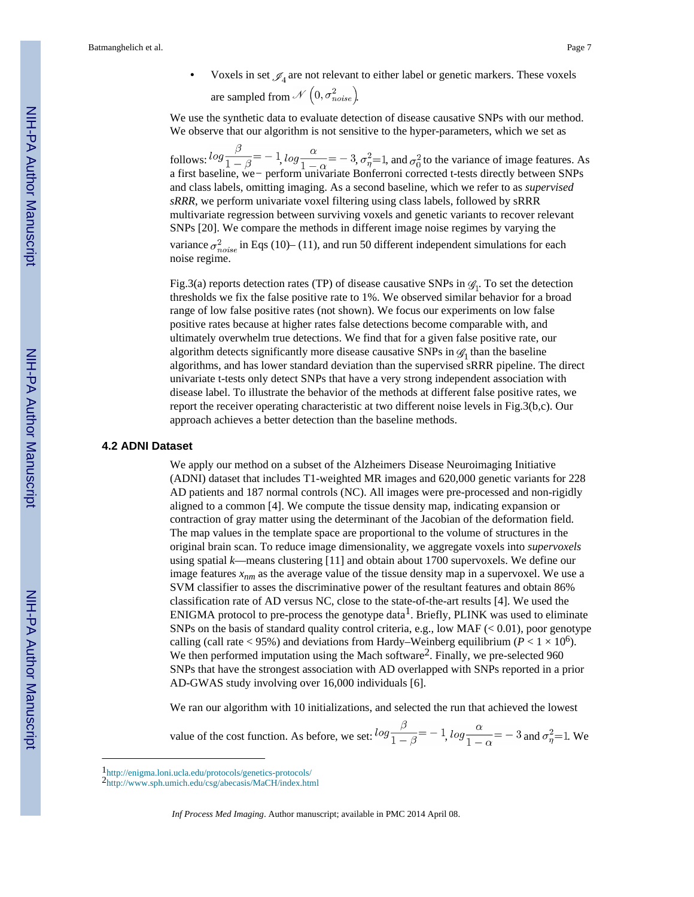- Voxels in set $\mathscr{I}_4$ are not relevant to either label or genetic markers. These voxels are sampled from $\mathscr{N}\left(0, \sigma^2_{noise}\right)$.

We use the synthetic data to evaluate detection of disease causative SNPs with our method. We observe that our algorithm is not sensitive to the hyper-parameters, which we set as follows: $log\frac{\beta}{1-\beta}=-1$, $log\frac{\alpha}{1-\alpha}=-3$, $\sigma^2_\eta=1$, and $\sigma^2_0$ to the variance of image features. As a first baseline, we− perform univariate Bonferroni corrected t-tests directly between SNPs and class labels, omitting imaging. As a second baseline, which we refer to as *supervised sRRR*, we perform univariate voxel filtering using class labels, followed by sRRR multivariate regression between surviving voxels and genetic variants to recover relevant SNPs [20]. We compare the methods in different image noise regimes by varying the variance $\sigma^2_{noise}$ in Eqs (10)– (11), and run 50 different independent simulations for each noise regime.

Fig.3(a) reports detection rates (TP) of disease causative SNPs in $\mathscr{G}_1$. To set the detection thresholds we fix the false positive rate to 1%. We observed similar behavior for a broad range of low false positive rates (not shown). We focus our experiments on low false positive rates because at higher rates false detections become comparable with, and ultimately overwhelm true detections. We find that for a given false positive rate, our algorithm detects significantly more disease causative SNPs in $\mathscr{G}_1$ than the baseline algorithms, and has lower standard deviation than the supervised sRRR pipeline. The direct univariate t-tests only detect SNPs that have a very strong independent association with disease label. To illustrate the behavior of the methods at different false positive rates, we report the receiver operating characteristic at two different noise levels in Fig.3(b,c). Our approach achieves a better detection than the baseline methods.

### 4.2 ADNI Dataset

We apply our method on a subset of the Alzheimers Disease Neuroimaging Initiative (ADNI) dataset that includes T1-weighted MR images and 620,000 genetic variants for 228 AD patients and 187 normal controls (NC). All images were pre-processed and non-rigidly aligned to a common [4]. We compute the tissue density map, indicating expansion or contraction of gray matter using the determinant of the Jacobian of the deformation field. The map values in the template space are proportional to the volume of structures in the original brain scan. To reduce image dimensionality, we aggregate voxels into *supervoxels* using spatial *k*—means clustering [11] and obtain about 1700 supervoxels. We define our image features $x_{nm}$ as the average value of the tissue density map in a supervoxel. We use a SVM classifier to asses the discriminative power of the resultant features and obtain 86% classification rate of AD versus NC, close to the state-of-the-art results [4]. We used the ENIGMA protocol to pre-process the genotype data[1]. Briefly, PLINK was used to eliminate SNPs on the basis of standard quality control criteria, e.g., low MAF (< 0.01), poor genotype calling (call rate < 95%) and deviations from Hardy–Weinberg equilibrium ($P < 1 \times 10^6$). We then performed imputation using the Mach software[2]. Finally, we pre-selected 960 SNPs that have the strongest association with AD overlapped with SNPs reported in a prior AD-GWAS study involving over 16,000 individuals [6].

We ran our algorithm with 10 initializations, and selected the run that achieved the lowest value of the cost function. As before, we set: $log\frac{\beta}{1-\beta}=-1$, $log\frac{\alpha}{1-\alpha}=-3$ and $\sigma^2_\eta=1$. We

---

[1] http://enigma.loni.ucla.edu/protocols/genetics-protocols/

[2] http://www.sph.umich.edu/csg/abecasis/MaCH/index.html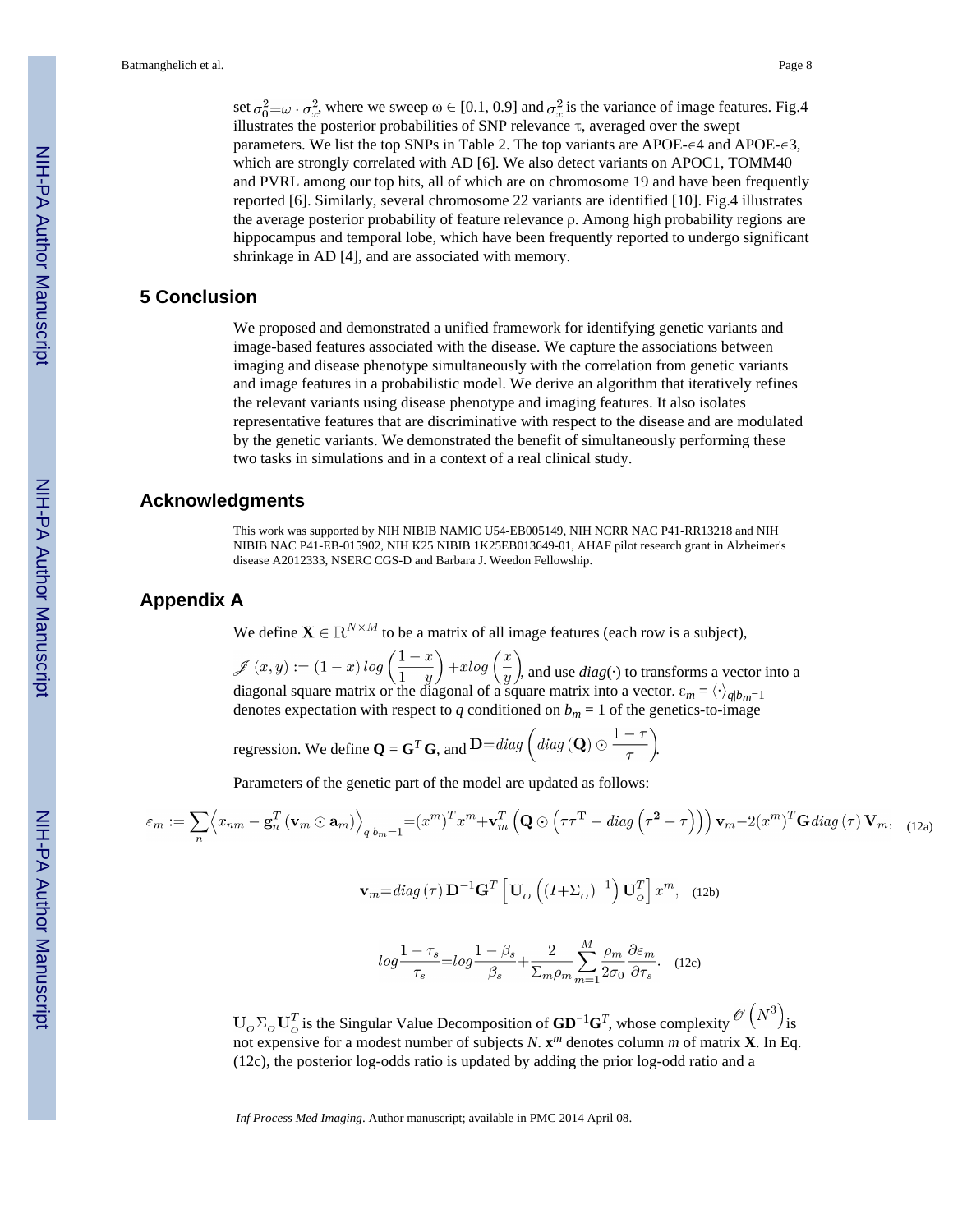set $\sigma_0^2 = \omega \cdot \sigma_x^2$, where we sweep ω ∈ [0.1, 0.9] and $\sigma_x^2$ is the variance of image features. Fig.4 illustrates the posterior probabilities of SNP relevance τ, averaged over the swept parameters. We list the top SNPs in Table 2. The top variants are APOE-∊4 and APOE-∊3, which are strongly correlated with AD [6]. We also detect variants on APOC1, TOMM40 and PVRL among our top hits, all of which are on chromosome 19 and have been frequently reported [6]. Similarly, several chromosome 22 variants are identified [10]. Fig.4 illustrates the average posterior probability of feature relevance ρ. Among high probability regions are hippocampus and temporal lobe, which have been frequently reported to undergo significant shrinkage in AD [4], and are associated with memory.

## 5 Conclusion

We proposed and demonstrated a unified framework for identifying genetic variants and image-based features associated with the disease. We capture the associations between imaging and disease phenotype simultaneously with the correlation from genetic variants and image features in a probabilistic model. We derive an algorithm that iteratively refines the relevant variants using disease phenotype and imaging features. It also isolates representative features that are discriminative with respect to the disease and are modulated by the genetic variants. We demonstrated the benefit of simultaneously performing these two tasks in simulations and in a context of a real clinical study.

## Acknowledgments

This work was supported by NIH NIBIB NAMIC U54-EB005149, NIH NCRR NAC P41-RR13218 and NIH NIBIB NAC P41-EB-015902, NIH K25 NIBIB 1K25EB013649-01, AHAF pilot research grant in Alzheimer's disease A2012333, NSERC CGS-D and Barbara J. Weedon Fellowship.

## Appendix A

We define $\mathbf{X} \in \mathbb{R}^{N \times M}$ to be a matrix of all image features (each row is a subject), $\mathscr{I}(x, y) := (1-x)\, log\left(\frac{1-x}{1-y}\right) + x log\left(\frac{x}{y}\right)$, and use *diag*(·) to transforms a vector into a diagonal square matrix or the diagonal of a square matrix into a vector. $\varepsilon_m = \langle \cdot \rangle_{q|b_m=1}$ denotes expectation with respect to *q* conditioned on $b_m = 1$ of the genetics-to-image regression. We define $\mathbf{Q} = \mathbf{G}^T \mathbf{G}$, and $\mathbb{D} = diag\left(diag(\mathbf{Q}) \odot \frac{1-\tau}{\tau}\right)$.

Parameters of the genetic part of the model are updated as follows:

$$\varepsilon_m := \sum_n \left\langle x_{nm} - \mathbf{g}_n^T (\mathbf{v}_m \odot \mathbf{a}_m) \right\rangle_{q|b_m=1} = (x^m)^T x^m + \mathbf{v}_m^T \left(\mathbf{Q} \odot \left(\tau \tau^{\mathbf{T}} - diag\left(\tau^{\mathbf{2}} - \tau\right)\right)\right) \mathbf{v}_m - 2(x^m)^T \mathbf{G}\, diag(\tau)\, \mathbf{V}_m, \quad (12a)$$

$$\mathbf{v}_m = diag(\tau)\, \mathbf{D}^{-1} \mathbf{G}^T \left[\mathbf{U}_O \left((I + \Sigma_O)^{-1}\right) \mathbf{U}_O^T\right] x^m, \quad (12b)$$

$$log\frac{1-\tau_s}{\tau_s} = log\frac{1-\beta_s}{\beta_s} + \frac{2}{\Sigma_m \rho_m} \sum_{m=1}^{M} \frac{\rho_m}{2\sigma_0} \frac{\partial \varepsilon_m}{\partial \tau_s}. \quad (12c)$$

$\mathbf{U}_O \Sigma_O \mathbf{U}_O^T$ is the Singular Value Decomposition of $\mathbf{GD}^{-1}\mathbf{G}^T$, whose complexity $\mathscr{O}\left(N^3\right)$ is not expensive for a modest number of subjects *N*. $\mathbf{x}^m$ denotes column *m* of matrix **X**. In Eq. (12c), the posterior log-odds ratio is updated by adding the prior log-odd ratio and a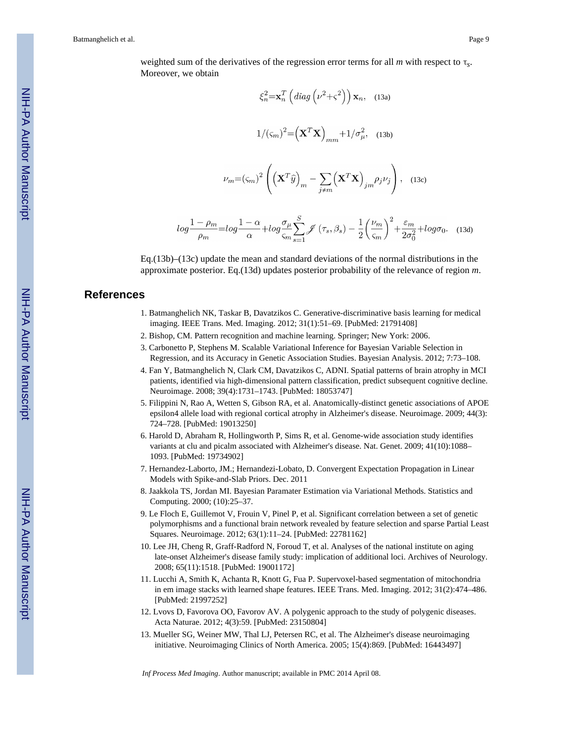weighted sum of the derivatives of the regression error terms for all *m* with respect to $\tau_s$. Moreover, we obtain

$$\xi_n^2 = \mathbf{x}_n^T \left( diag \left( \nu^2 + \varsigma^2 \right) \right) \mathbf{x}_n, \quad \text{(13a)}$$

$$1/(\varsigma_m)^2 = \left( \mathbf{X}^T \mathbf{X} \right)_{mm} + 1/\sigma_\mu^2, \quad \text{(13b)}$$

$$\nu_m = (\varsigma_m)^2 \left( \left( \mathbf{X}^T \hat{y} \right)_m - \sum_{j \neq m} \left( \mathbf{X}^T \mathbf{X} \right)_{jm} \rho_j \nu_j \right), \quad \text{(13c)}$$

$$log \frac{1-\rho_m}{\rho_m} = log \frac{1-\alpha}{\alpha} + log \frac{\sigma_\mu}{\varsigma_m} \sum_{s=1}^{S} \mathscr{J} \left( \tau_s, \beta_s \right) - \frac{1}{2} \left( \frac{\nu_m}{\varsigma_m} \right)^2 + \frac{\varepsilon_m}{2\sigma_0^2} + log \sigma_0. \quad \text{(13d)}$$

Eq.(13b)–(13c) update the mean and standard deviations of the normal distributions in the approximate posterior. Eq.(13d) updates posterior probability of the relevance of region *m*.

## References

1. Batmanghelich NK, Taskar B, Davatzikos C. Generative-discriminative basis learning for medical imaging. IEEE Trans. Med. Imaging. 2012; 31(1):51–69. [PubMed: 21791408]
2. Bishop, CM. Pattern recognition and machine learning. Springer; New York: 2006.
3. Carbonetto P, Stephens M. Scalable Variational Inference for Bayesian Variable Selection in Regression, and its Accuracy in Genetic Association Studies. Bayesian Analysis. 2012; 7:73–108.
4. Fan Y, Batmanghelich N, Clark CM, Davatzikos C, ADNI. Spatial patterns of brain atrophy in MCI patients, identified via high-dimensional pattern classification, predict subsequent cognitive decline. Neuroimage. 2008; 39(4):1731–1743. [PubMed: 18053747]
5. Filippini N, Rao A, Wetten S, Gibson RA, et al. Anatomically-distinct genetic associations of APOE epsilon4 allele load with regional cortical atrophy in Alzheimer's disease. Neuroimage. 2009; 44(3): 724–728. [PubMed: 19013250]
6. Harold D, Abraham R, Hollingworth P, Sims R, et al. Genome-wide association study identifies variants at clu and picalm associated with Alzheimer's disease. Nat. Genet. 2009; 41(10):1088–1093. [PubMed: 19734902]
7. Hernandez-Laborto, JM.; Hernandezi-Lobato, D. Convergent Expectation Propagation in Linear Models with Spike-and-Slab Priors. Dec. 2011
8. Jaakkola TS, Jordan MI. Bayesian Paramater Estimation via Variational Methods. Statistics and Computing. 2000; (10):25–37.
9. Le Floch E, Guillemot V, Frouin V, Pinel P, et al. Significant correlation between a set of genetic polymorphisms and a functional brain network revealed by feature selection and sparse Partial Least Squares. Neuroimage. 2012; 63(1):11–24. [PubMed: 22781162]
10. Lee JH, Cheng R, Graff-Radford N, Foroud T, et al. Analyses of the national institute on aging late-onset Alzheimer's disease family study: implication of additional loci. Archives of Neurology. 2008; 65(11):1518. [PubMed: 19001172]
11. Lucchi A, Smith K, Achanta R, Knott G, Fua P. Supervoxel-based segmentation of mitochondria in em image stacks with learned shape features. IEEE Trans. Med. Imaging. 2012; 31(2):474–486. [PubMed: 21997252]
12. Lvovs D, Favorova OO, Favorov AV. A polygenic approach to the study of polygenic diseases. Acta Naturae. 2012; 4(3):59. [PubMed: 23150804]
13. Mueller SG, Weiner MW, Thal LJ, Petersen RC, et al. The Alzheimer's disease neuroimaging initiative. Neuroimaging Clinics of North America. 2005; 15(4):869. [PubMed: 16443497]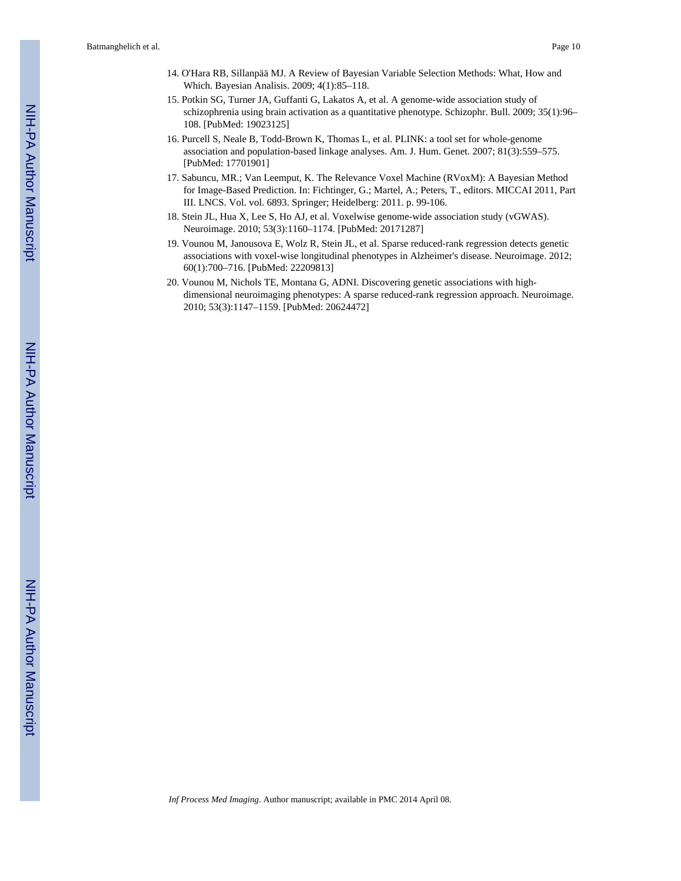14. O'Hara RB, Sillanpää MJ. A Review of Bayesian Variable Selection Methods: What, How and Which. Bayesian Analisis. 2009; 4(1):85–118.
15. Potkin SG, Turner JA, Guffanti G, Lakatos A, et al. A genome-wide association study of schizophrenia using brain activation as a quantitative phenotype. Schizophr. Bull. 2009; 35(1):96–108. [PubMed: 19023125]
16. Purcell S, Neale B, Todd-Brown K, Thomas L, et al. PLINK: a tool set for whole-genome association and population-based linkage analyses. Am. J. Hum. Genet. 2007; 81(3):559–575. [PubMed: 17701901]
17. Sabuncu, MR.; Van Leemput, K. The Relevance Voxel Machine (RVoxM): A Bayesian Method for Image-Based Prediction. In: Fichtinger, G.; Martel, A.; Peters, T., editors. MICCAI 2011, Part III. LNCS. Vol. vol. 6893. Springer; Heidelberg: 2011. p. 99-106.
18. Stein JL, Hua X, Lee S, Ho AJ, et al. Voxelwise genome-wide association study (vGWAS). Neuroimage. 2010; 53(3):1160–1174. [PubMed: 20171287]
19. Vounou M, Janousova E, Wolz R, Stein JL, et al. Sparse reduced-rank regression detects genetic associations with voxel-wise longitudinal phenotypes in Alzheimer's disease. Neuroimage. 2012; 60(1):700–716. [PubMed: 22209813]
20. Vounou M, Nichols TE, Montana G, ADNI. Discovering genetic associations with high-dimensional neuroimaging phenotypes: A sparse reduced-rank regression approach. Neuroimage. 2010; 53(3):1147–1159. [PubMed: 20624472]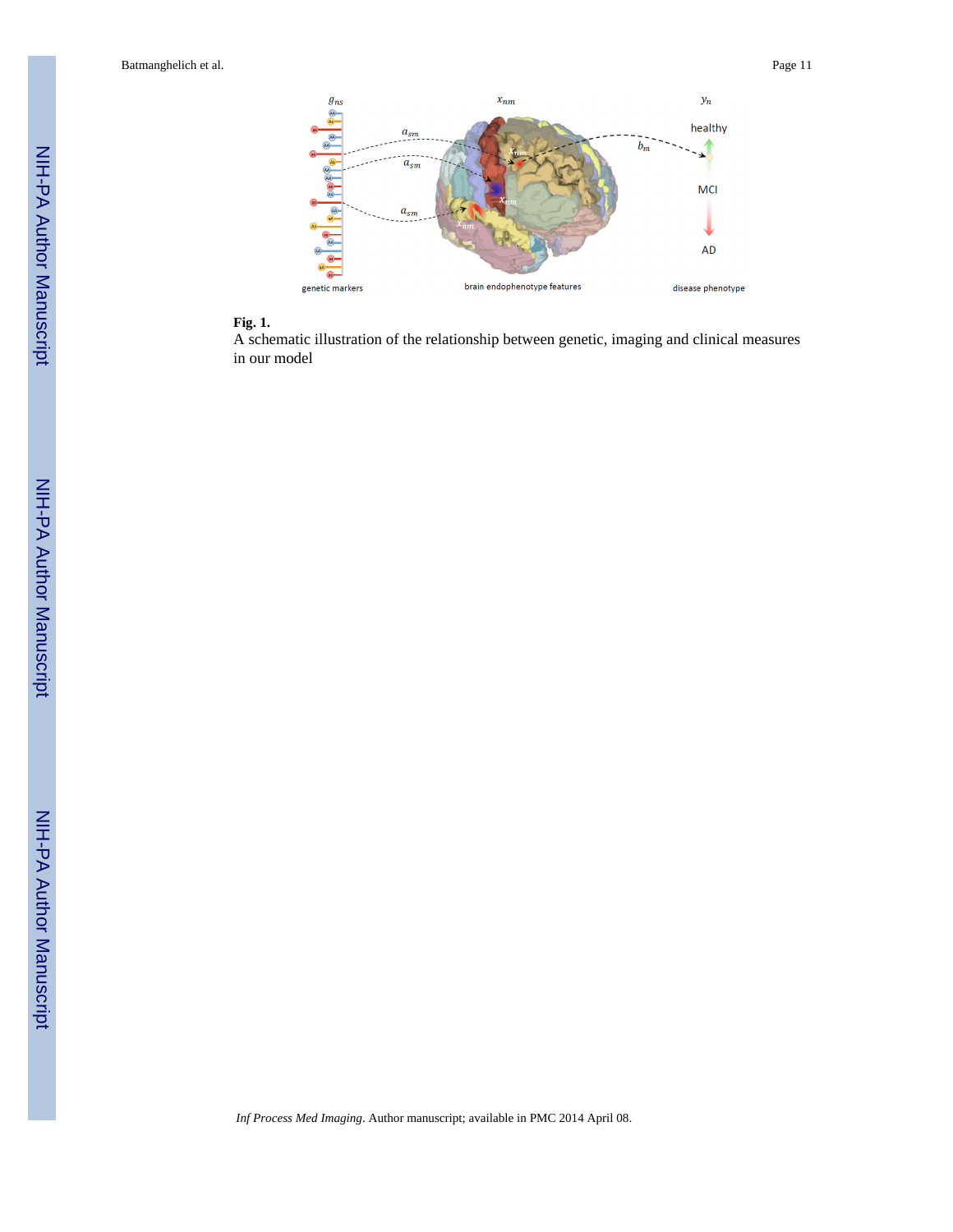**Fig. 1.**

A schematic illustration of the relationship between genetic, imaging and clinical measures in our model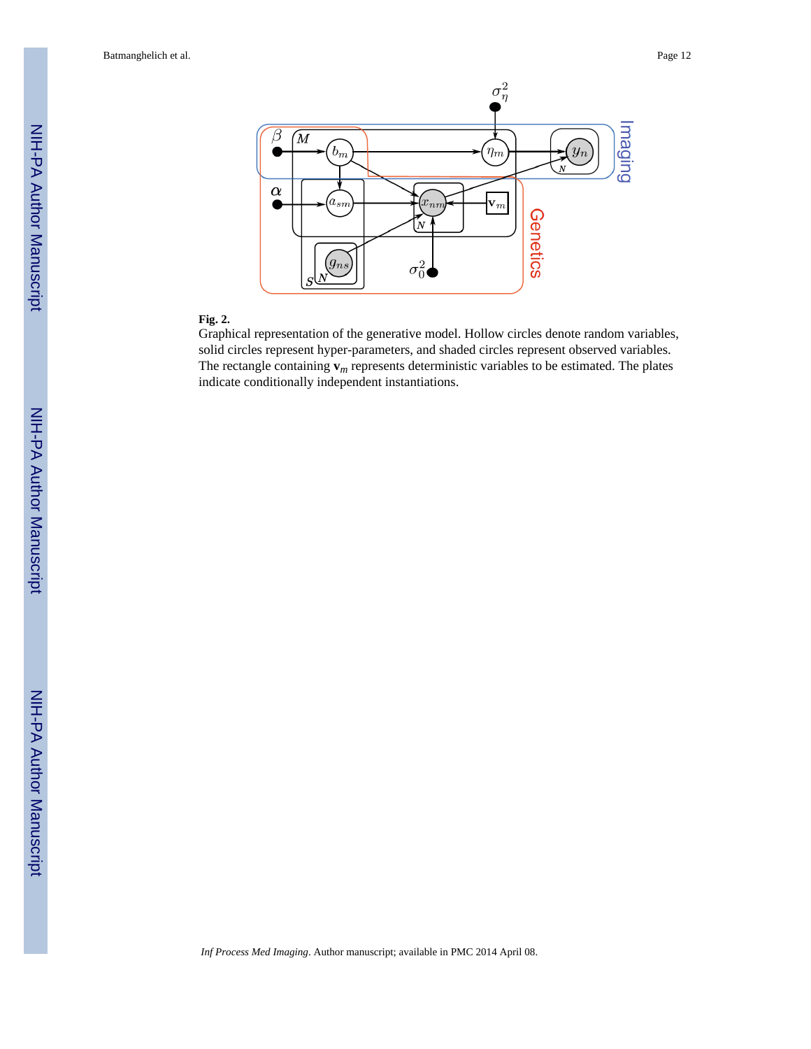**Fig. 2.**

Graphical representation of the generative model. Hollow circles denote random variables, solid circles represent hyper-parameters, and shaded circles represent observed variables. The rectangle containing $\mathbf{v}_m$ represents deterministic variables to be estimated. The plates indicate conditionally independent instantiations.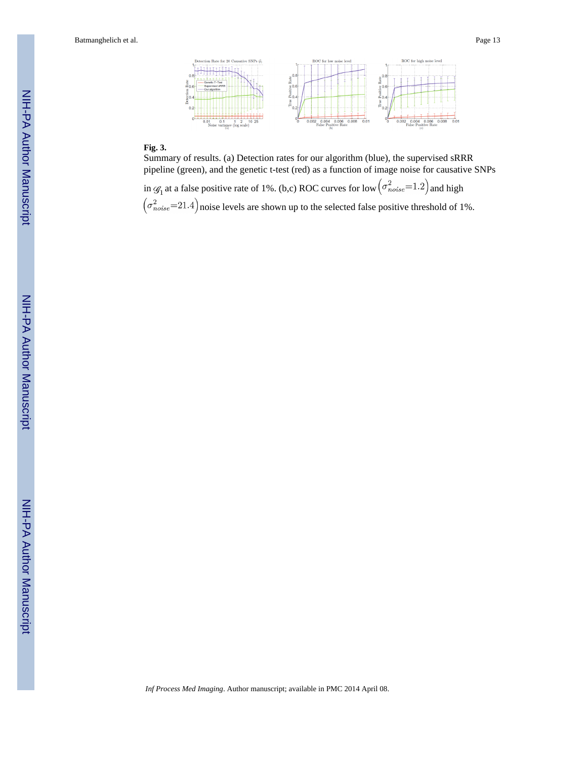**Fig. 3.**

Summary of results. (a) Detection rates for our algorithm (blue), the supervised sRRR pipeline (green), and the genetic t-test (red) as a function of image noise for causative SNPs in $\mathscr{G}_1$ at a false positive rate of 1%. (b,c) ROC curves for low $\left(\sigma^2_{noise}=1.2\right)$ and high $\left(\sigma^2_{noise}=21.4\right)$ noise levels are shown up to the selected false positive threshold of 1%.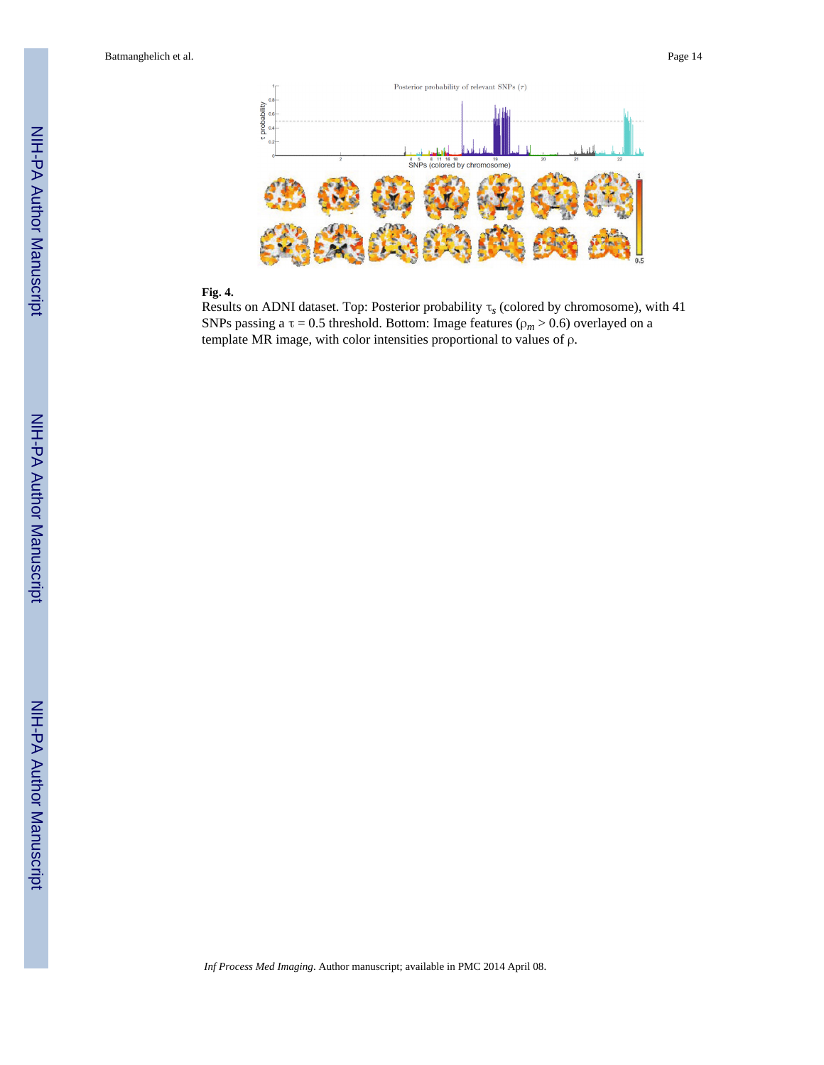**Fig. 4.**

Results on ADNI dataset. Top: Posterior probability $\tau_s$ (colored by chromosome), with 41 SNPs passing a $\tau = 0.5$ threshold. Bottom: Image features ($\rho_m > 0.6$) overlayed on a template MR image, with color intensities proportional to values of $\rho$.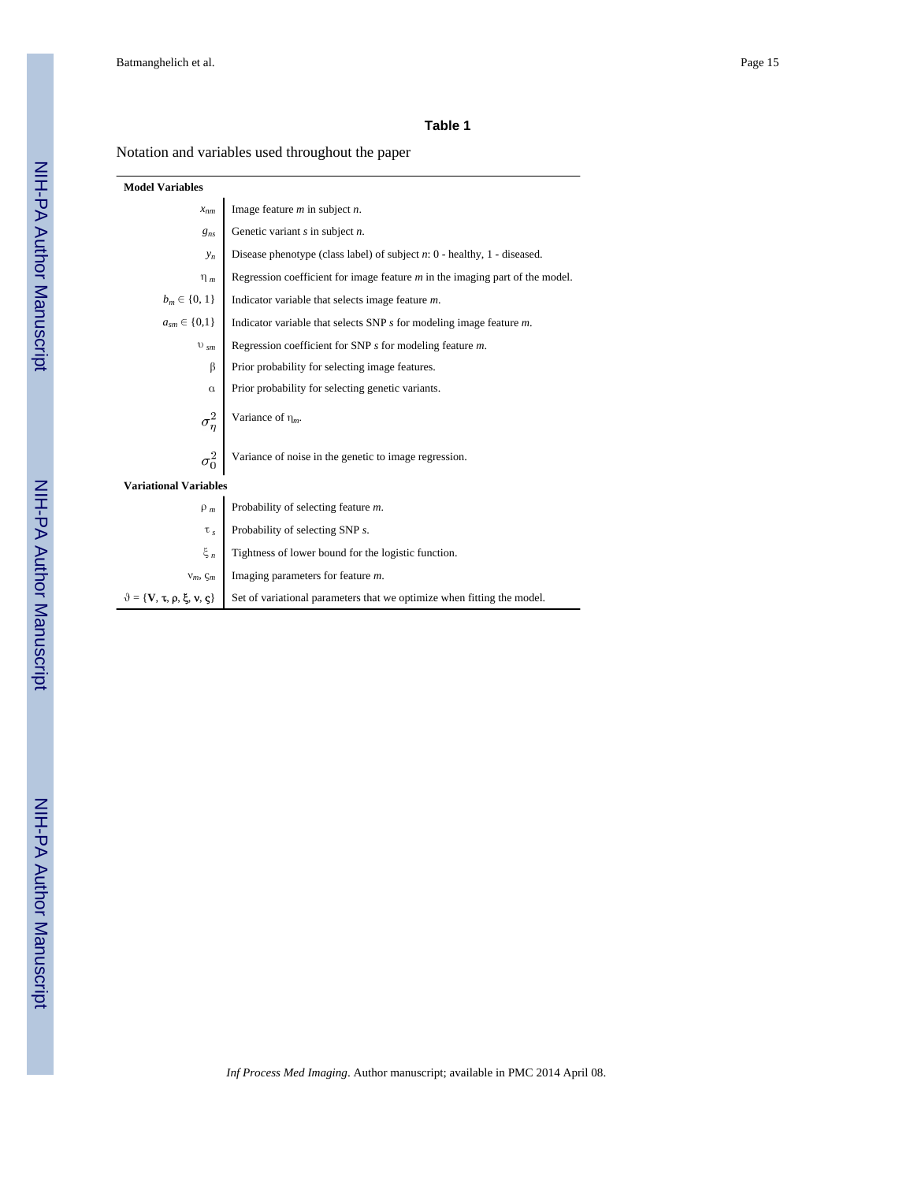**Table 1**

Notation and variables used throughout the paper

| | |
|---|---|
| **Model Variables** | |
| $x_{nm}$ | Image feature *m* in subject *n*. |
| $g_{ns}$ | Genetic variant *s* in subject *n*. |
| $y_n$ | Disease phenotype (class label) of subject *n*: 0 - healthy, 1 - diseased. |
| $\eta_m$ | Regression coefficient for image feature *m* in the imaging part of the model. |
| $b_m \in \{0, 1\}$ | Indicator variable that selects image feature *m*. |
| $a_{sm} \in \{0,1\}$ | Indicator variable that selects SNP *s* for modeling image feature *m*. |
| $\upsilon_{sm}$ | Regression coefficient for SNP *s* for modeling feature *m*. |
| $\beta$ | Prior probability for selecting image features. |
| $\alpha$ | Prior probability for selecting genetic variants. |
| $\sigma_\eta^2$ | Variance of $\eta_m$. |
| $\sigma_0^2$ | Variance of noise in the genetic to image regression. |
| **Variational Variables** | |
| $\rho_m$ | Probability of selecting feature *m*. |
| $\tau_s$ | Probability of selecting SNP *s*. |
| $\xi_n$ | Tightness of lower bound for the logistic function. |
| $\nu_m, \varsigma_m$ | Imaging parameters for feature *m*. |
| $\vartheta = \{\mathbf{V}, \tau, \rho, \xi, \nu, \varsigma\}$ | Set of variational parameters that we optimize when fitting the model. |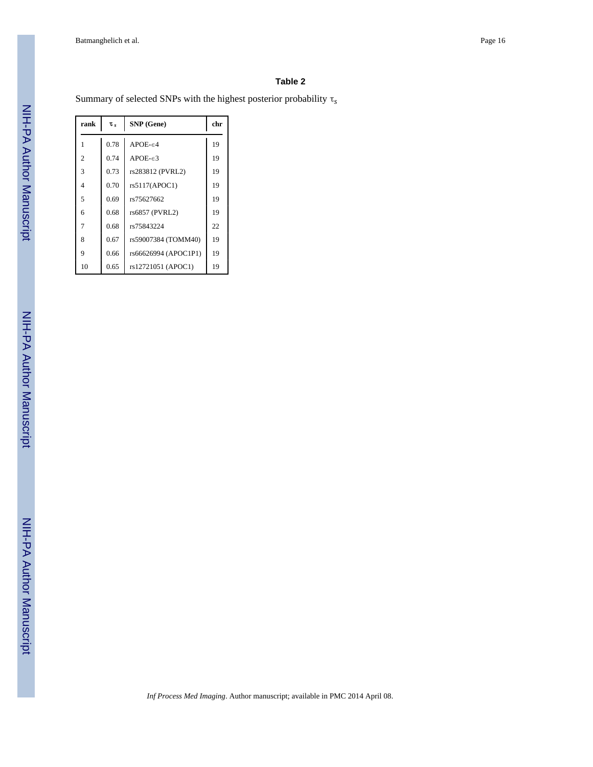## Table 2

Summary of selected SNPs with the highest posterior probability $\tau_s$

| rank | $\tau_s$ | SNP (Gene) | chr |
|---|---|---|---|
| 1 | 0.78 | APOE-$\epsilon$4 | 19 |
| 2 | 0.74 | APOE-$\epsilon$3 | 19 |
| 3 | 0.73 | rs283812 (PVRL2) | 19 |
| 4 | 0.70 | rs5117(APOC1) | 19 |
| 5 | 0.69 | rs75627662 | 19 |
| 6 | 0.68 | rs6857 (PVRL2) | 19 |
| 7 | 0.68 | rs75843224 | 22 |
| 8 | 0.67 | rs59007384 (TOMM40) | 19 |
| 9 | 0.66 | rs66626994 (APOC1P1) | 19 |
| 10 | 0.65 | rs12721051 (APOC1) | 19 |